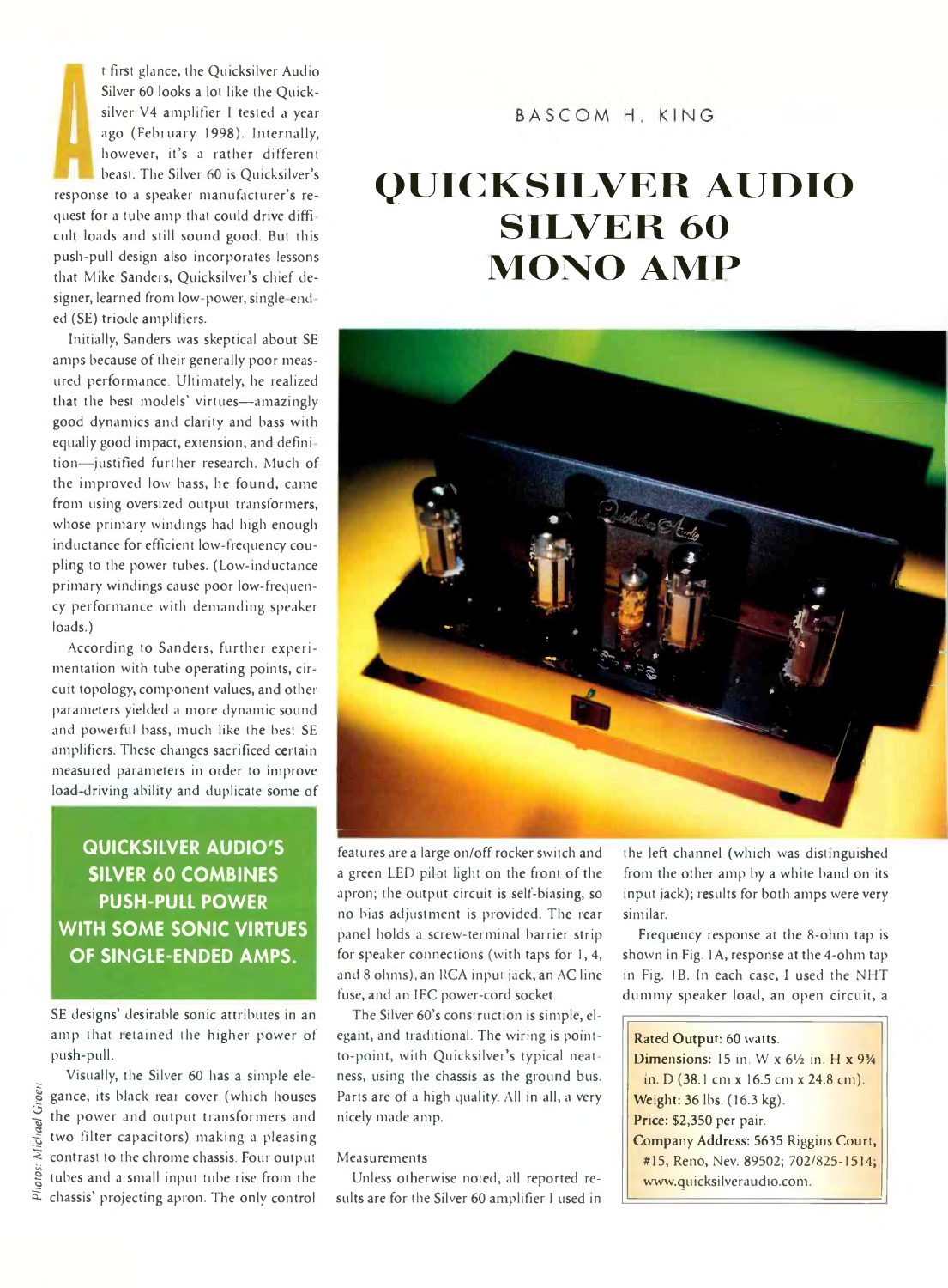BASCOM H. KING

# QUICKSILVER AUDIO SILVER 60 MONO AMP

At first glance, the Quicksilver Audio Silver 60 looks a lot like the Quicksilver V4 amplifier I tested a year ago (February 1998). Internally, however, it's a rather different beast. The Silver 60 is Quicksilver's response to a speaker manufacturer's request for a tube amp that could drive difficult loads and still sound good. But this push-pull design also incorporates lessons that Mike Sanders, Quicksilver's chief designer, learned from low-power, single-ended (SE) triode amplifiers.

Initially, Sanders was skeptical about SE amps because of their generally poor measured performance. Ultimately, he realized that the best models' virtues—amazingly good dynamics and clarity and bass with equally good impact, extension, and definition—justified further research. Much of the improved low bass, he found, came from using oversized output transformers, whose primary windings had high enough inductance for efficient low-frequency coupling to the power tubes. (Low-inductance primary windings cause poor low-frequency performance with demanding speaker loads.)

According to Sanders, further experimentation with tube operating points, circuit topology, component values, and other parameters yielded a more dynamic sound and powerful bass, much like the best SE amplifiers. These changes sacrificed certain measured parameters in order to improve load-driving ability and duplicate some of SE designs' desirable sonic attributes in an amp that retained the higher power of push-pull.

**QUICKSILVER AUDIO'S SILVER 60 COMBINES PUSH-PULL POWER WITH SOME SONIC VIRTUES OF SINGLE-ENDED AMPS.**

Visually, the Silver 60 has a simple elegance, its black rear cover (which houses the power and output transformers and two filter capacitors) making a pleasing contrast to the chrome chassis. Four output tubes and a small input tube rise from the chassis' projecting apron. The only control features are a large on/off rocker switch and a green LED pilot light on the front of the apron; the output circuit is self-biasing, so no bias adjustment is provided. The rear panel holds a screw-terminal barrier strip for speaker connections (with taps for 1, 4, and 8 ohms), an RCA input jack, an AC line fuse, and an IEC power-cord socket.

The Silver 60's construction is simple, elegant, and traditional. The wiring is point-to-point, with Quicksilver's typical neatness, using the chassis as the ground bus. Parts are of a high quality. All in all, a very nicely made amp.

### Measurements

Unless otherwise noted, all reported results are for the Silver 60 amplifier I used in the left channel (which was distinguished from the other amp by a white band on its input jack); results for both amps were very similar.

Frequency response at the 8-ohm tap is shown in Fig. 1A, response at the 4-ohm tap in Fig. 1B. In each case, I used the NHT dummy speaker load, an open circuit, a

**Rated Output:** 60 watts.
**Dimensions:** 15 in. W x 6½ in. H x 9¾ in. D (38.1 cm x 16.5 cm x 24.8 cm).
**Weight:** 36 lbs. (16.3 kg).
**Price:** $2,350 per pair.
**Company Address:** 5635 Riggins Court, #15, Reno, Nev. 89502; 702/825-1514; www.quicksilveraudio.com.

Photos: Michael Groen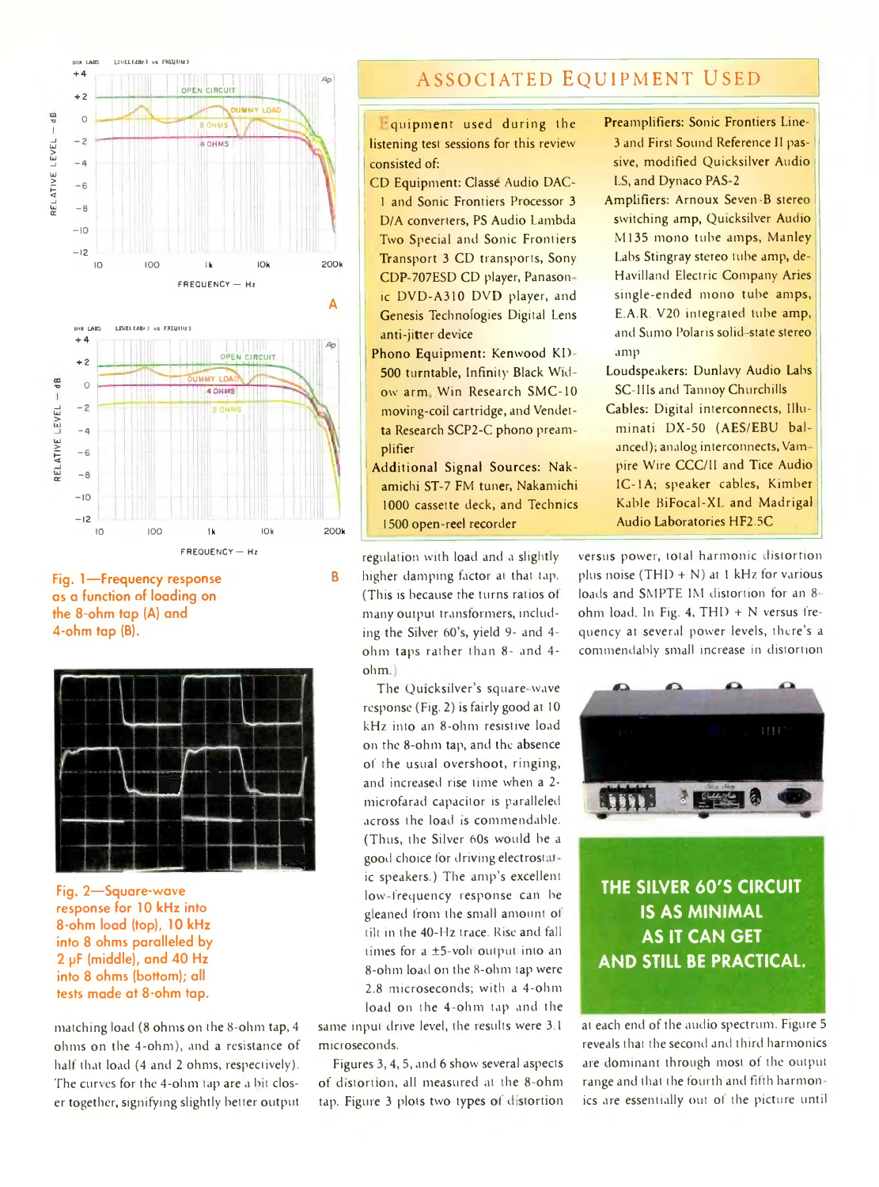Fig. 1—Frequency response as a function of loading on the 8-ohm tap (A) and 4-ohm tap (B).

Fig. 2—Square-wave response for 10 kHz into 8-ohm load (top), 10 kHz into 8 ohms paralleled by 2 μF (middle), and 40 Hz into 8 ohms (bottom); all tests made at 8-ohm tap.

## Associated Equipment Used

Equipment used during the listening test sessions for this review consisted of:

CD Equipment: Classé Audio DAC-1 and Sonic Frontiers Processor 3 D/A converters, PS Audio Lambda Two Special and Sonic Frontiers Transport 3 CD transports, Sony CDP-707ESD CD player, Panasonic DVD-A310 DVD player, and Genesis Technologies Digital Lens anti-jitter device

Phono Equipment: Kenwood KD-500 turntable, Infinity Black Widow arm, Win Research SMC-10 moving-coil cartridge, and Vendetta Research SCP2-C phono preamplifier

Additional Signal Sources: Nakamichi ST-7 FM tuner, Nakamichi 1000 cassette deck, and Technics 1500 open-reel recorder

Preamplifiers: Sonic Frontiers Line-3 and First Sound Reference II passive, modified Quicksilver Audio LS, and Dynaco PAS-2

Amplifiers: Arnoux Seven-B stereo switching amp, Quicksilver Audio M135 mono tube amps, Manley Labs Stingray stereo tube amp, deHavilland Electric Company Aries single-ended mono tube amps, E.A.R. V20 integrated tube amp, and Sumo Polaris solid-state stereo amp

Loudspeakers: Dunlavy Audio Labs SC-IIIs and Tannoy Churchills

Cables: Digital interconnects, Illuminati DX-50 (AES/EBU balanced); analog interconnects, Vampire Wire CCC/II and Tice Audio IC-1A; speaker cables, Kimber Kable BiFocal-XL and Madrigal Audio Laboratories HF2.5C

matching load (8 ohms on the 8-ohm tap, 4 ohms on the 4-ohm), and a resistance of half that load (4 and 2 ohms, respectively). The curves for the 4-ohm tap are a bit closer together, signifying slightly better output regulation with load and a slightly higher damping factor at that tap. (This is because the turns ratios of many output transformers, including the Silver 60's, yield 9- and 4-ohm taps rather than 8- and 4-ohm.)

The Quicksilver's square-wave response (Fig. 2) is fairly good at 10 kHz into an 8-ohm resistive load on the 8-ohm tap, and the absence of the usual overshoot, ringing, and increased rise time when a 2-microfarad capacitor is paralleled across the load is commendable. (Thus, the Silver 60s would be a good choice for driving electrostatic speakers.) The amp's excellent low-frequency response can be gleaned from the small amount of tilt in the 40-Hz trace. Rise and fall times for a ±5-volt output into an 8-ohm load on the 8-ohm tap were 2.8 microseconds; with a 4-ohm load on the 4-ohm tap and the same input drive level, the results were 3.1 microseconds.

Figures 3, 4, 5, and 6 show several aspects of distortion, all measured at the 8-ohm tap. Figure 3 plots two types of distortion versus power, total harmonic distortion plus noise (THD + N) at 1 kHz for various loads and SMPTE IM distortion for an 8-ohm load. In Fig. 4, THD + N versus frequency at several power levels, there's a commendably small increase in distortion at each end of the audio spectrum. Figure 5 reveals that the second and third harmonics are dominant through most of the output range and that the fourth and fifth harmonics are essentially out of the picture until

**THE SILVER 60'S CIRCUIT IS AS MINIMAL AS IT CAN GET AND STILL BE PRACTICAL.**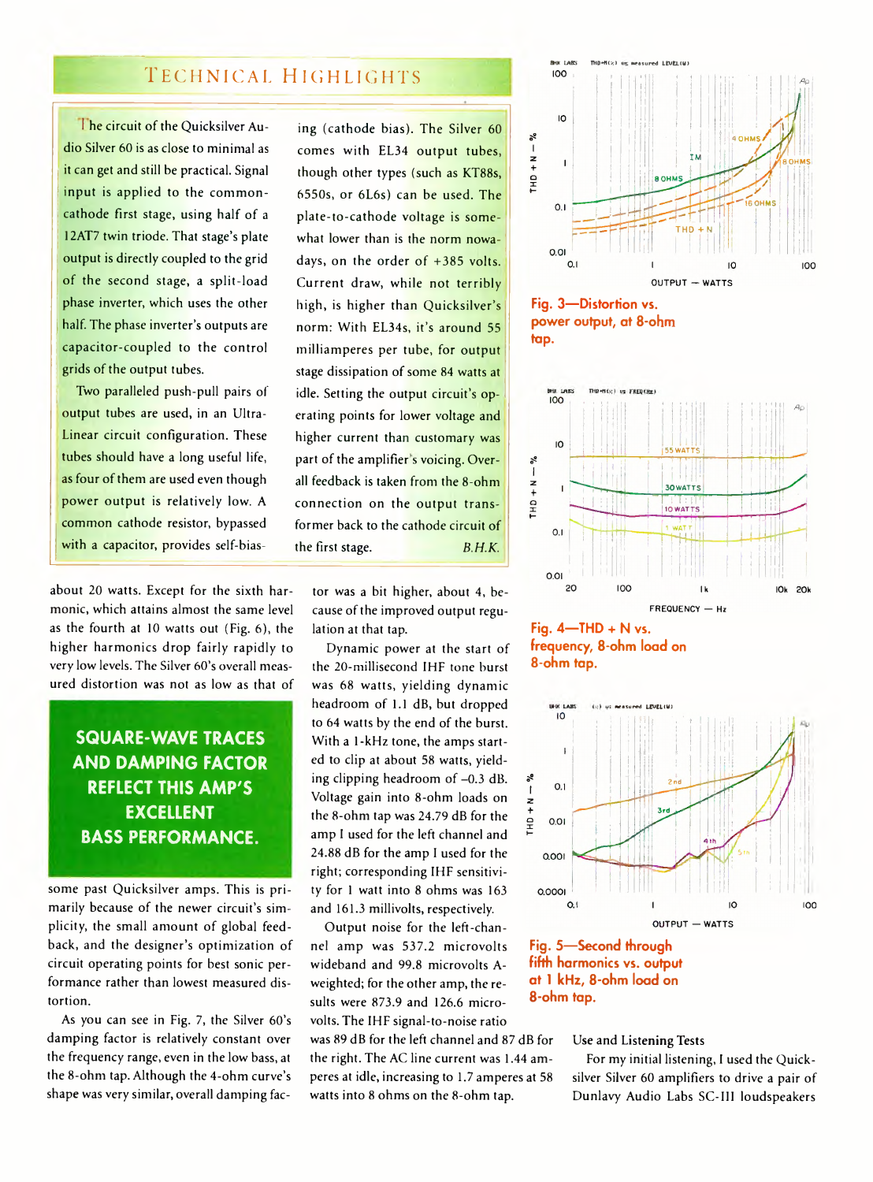## Technical Highlights

The circuit of the Quicksilver Audio Silver 60 is as close to minimal as it can get and still be practical. Signal input is applied to the common-cathode first stage, using half of a 12AT7 twin triode. That stage's plate output is directly coupled to the grid of the second stage, a split-load phase inverter, which uses the other half. The phase inverter's outputs are capacitor-coupled to the control grids of the output tubes.

Two paralleled push-pull pairs of output tubes are used, in an Ultra-Linear circuit configuration. These tubes should have a long useful life, as four of them are used even though power output is relatively low. A common cathode resistor, bypassed with a capacitor, provides self-biasing (cathode bias). The Silver 60 comes with EL34 output tubes, though other types (such as KT88s, 6550s, or 6L6s) can be used. The plate-to-cathode voltage is somewhat lower than is the norm nowadays, on the order of +385 volts. Current draw, while not terribly high, is higher than Quicksilver's norm: With EL34s, it's around 55 milliamperes per tube, for output stage dissipation of some 84 watts at idle. Setting the output circuit's operating points for lower voltage and higher current than customary was part of the amplifier's voicing. Overall feedback is taken from the 8-ohm connection on the output transformer back to the cathode circuit of the first stage. *B.H.K.*

about 20 watts. Except for the sixth harmonic, which attains almost the same level as the fourth at 10 watts out (Fig. 6), the higher harmonics drop fairly rapidly to very low levels. The Silver 60's overall measured distortion was not as low as that of some past Quicksilver amps. This is primarily because of the newer circuit's simplicity, the small amount of global feedback, and the designer's optimization of circuit operating points for best sonic performance rather than lowest measured distortion.

**SQUARE-WAVE TRACES AND DAMPING FACTOR REFLECT THIS AMP'S EXCELLENT BASS PERFORMANCE.**

As you can see in Fig. 7, the Silver 60's damping factor is relatively constant over the frequency range, even in the low bass, at the 8-ohm tap. Although the 4-ohm curve's shape was very similar, overall damping factor was a bit higher, about 4, because of the improved output regulation at that tap.

Dynamic power at the start of the 20-millisecond IHF tone burst was 68 watts, yielding dynamic headroom of 1.1 dB, but dropped to 64 watts by the end of the burst. With a 1-kHz tone, the amps started to clip at about 58 watts, yielding clipping headroom of –0.3 dB. Voltage gain into 8-ohm loads on the 8-ohm tap was 24.79 dB for the amp I used for the left channel and 24.88 dB for the amp I used for the right; corresponding IHF sensitivity for 1 watt into 8 ohms was 163 and 161.3 millivolts, respectively.

Output noise for the left-channel amp was 537.2 microvolts wideband and 99.8 microvolts A-weighted; for the other amp, the results were 873.9 and 126.6 microvolts. The IHF signal-to-noise ratio was 89 dB for the left channel and 87 dB for the right. The AC line current was 1.44 amperes at idle, increasing to 1.7 amperes at 58 watts into 8 ohms on the 8-ohm tap.

Fig. 3—Distortion vs. power output, at 8-ohm tap.

Fig. 4—THD + N vs. frequency, 8-ohm load on 8-ohm tap.

Fig. 5—Second through fifth harmonics vs. output at 1 kHz, 8-ohm load on 8-ohm tap.

### Use and Listening Tests

For my initial listening, I used the Quicksilver Silver 60 amplifiers to drive a pair of Dunlavy Audio Labs SC-III loudspeakers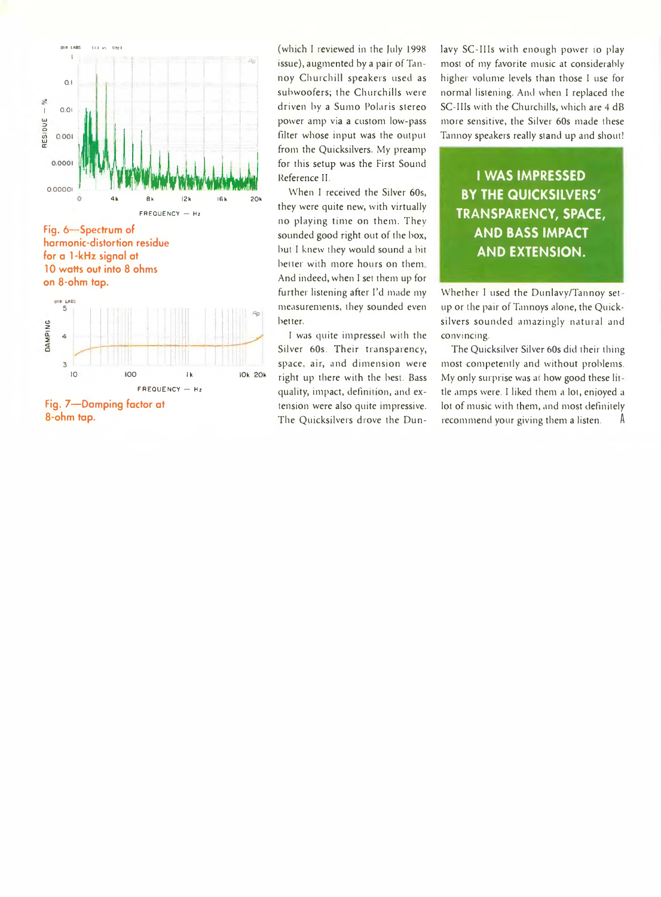AUDIO LABS (%) vs (Hz)

1

0.1

0.01

0.001

0.0001

0.00001

RESIDUE — %

0 4k 8k 12k 16k 20k

FREQUENCY — Hz

Fig. 6—Spectrum of harmonic-distortion residue for a 1-kHz signal at 10 watts out into 8 ohms on 8-ohm tap.

AUDIO LABS

5

4

3

DAMPING

10 100 1k 10k 20k

FREQUENCY — Hz

Fig. 7—Damping factor at 8-ohm tap.

(which I reviewed in the July 1998 issue), augmented by a pair of Tannoy Churchill speakers used as subwoofers; the Churchills were driven by a Sumo Polaris stereo power amp via a custom low-pass filter whose input was the output from the Quicksilvers. My preamp for this setup was the First Sound Reference II.

When I received the Silver 60s, they were quite new, with virtually no playing time on them. They sounded good right out of the box, but I knew they would sound a bit better with more hours on them. And indeed, when I set them up for further listening after I'd made my measurements, they sounded even better.

I was quite impressed with the Silver 60s. Their transparency, space, air, and dimension were right up there with the best. Bass quality, impact, definition, and extension were also quite impressive. The Quicksilvers drove the Dunlavy SC-IIIs with enough power to play most of my favorite music at considerably higher volume levels than those I use for normal listening. And when I replaced the SC-IIIs with the Churchills, which are 4 dB more sensitive, the Silver 60s made these Tannoy speakers really stand up and shout!

**I WAS IMPRESSED BY THE QUICKSILVERS' TRANSPARENCY, SPACE, AND BASS IMPACT AND EXTENSION.**

Whether I used the Dunlavy/Tannoy setup or the pair of Tannoys alone, the Quicksilvers sounded amazingly natural and convincing.

The Quicksilver Silver 60s did their thing most competently and without problems. My only surprise was at how good these little amps were. I liked them a lot, enjoyed a lot of music with them, and most definitely recommend your giving them a listen.